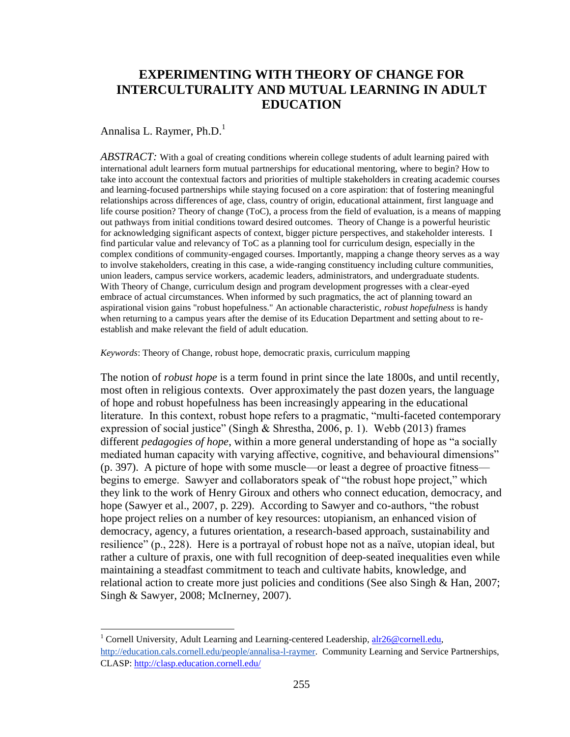# EXPERIMENTING WITH THEORY OF CHANGE FOR INTERCULTURALITY AND MUTUAL LEARNING IN ADULT EDUCATION

Annalisa L. Raymer, Ph.D.[1]

*ABSTRACT:* With a goal of creating conditions wherein college students of adult learning paired with international adult learners form mutual partnerships for educational mentoring, where to begin? How to take into account the contextual factors and priorities of multiple stakeholders in creating academic courses and learning-focused partnerships while staying focused on a core aspiration: that of fostering meaningful relationships across differences of age, class, country of origin, educational attainment, first language and life course position? Theory of change (ToC), a process from the field of evaluation, is a means of mapping out pathways from initial conditions toward desired outcomes. Theory of Change is a powerful heuristic for acknowledging significant aspects of context, bigger picture perspectives, and stakeholder interests. I find particular value and relevancy of ToC as a planning tool for curriculum design, especially in the complex conditions of community-engaged courses. Importantly, mapping a change theory serves as a way to involve stakeholders, creating in this case, a wide-ranging constituency including culture communities, union leaders, campus service workers, academic leaders, administrators, and undergraduate students. With Theory of Change, curriculum design and program development progresses with a clear-eyed embrace of actual circumstances. When informed by such pragmatics, the act of planning toward an aspirational vision gains "robust hopefulness." An actionable characteristic, *robust hopefulness* is handy when returning to a campus years after the demise of its Education Department and setting about to re-establish and make relevant the field of adult education.

*Keywords*: Theory of Change, robust hope, democratic praxis, curriculum mapping

The notion of *robust hope* is a term found in print since the late 1800s, and until recently, most often in religious contexts. Over approximately the past dozen years, the language of hope and robust hopefulness has been increasingly appearing in the educational literature. In this context, robust hope refers to a pragmatic, "multi-faceted contemporary expression of social justice" (Singh & Shrestha, 2006, p. 1). Webb (2013) frames different *pedagogies of hope*, within a more general understanding of hope as "a socially mediated human capacity with varying affective, cognitive, and behavioural dimensions" (p. 397). A picture of hope with some muscle—or least a degree of proactive fitness—begins to emerge. Sawyer and collaborators speak of "the robust hope project," which they link to the work of Henry Giroux and others who connect education, democracy, and hope (Sawyer et al., 2007, p. 229). According to Sawyer and co-authors, "the robust hope project relies on a number of key resources: utopianism, an enhanced vision of democracy, agency, a futures orientation, a research-based approach, sustainability and resilience" (p., 228). Here is a portrayal of robust hope not as a naïve, utopian ideal, but rather a culture of praxis, one with full recognition of deep-seated inequalities even while maintaining a steadfast commitment to teach and cultivate habits, knowledge, and relational action to create more just policies and conditions (See also Singh & Han, 2007; Singh & Sawyer, 2008; McInerney, 2007).

[1] Cornell University, Adult Learning and Learning-centered Leadership, alr26@cornell.edu, http://education.cals.cornell.edu/people/annalisa-l-raymer. Community Learning and Service Partnerships, CLASP: http://clasp.education.cornell.edu/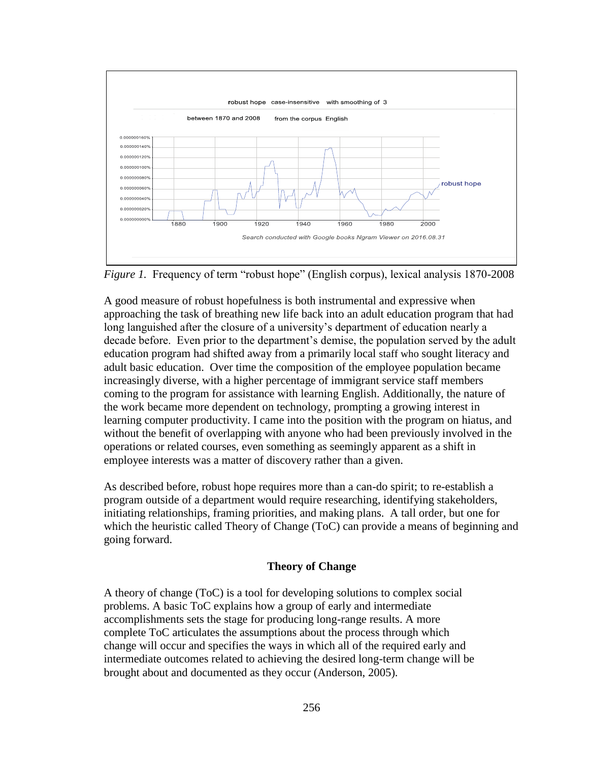*Figure 1.* Frequency of term "robust hope" (English corpus), lexical analysis 1870-2008

A good measure of robust hopefulness is both instrumental and expressive when approaching the task of breathing new life back into an adult education program that had long languished after the closure of a university's department of education nearly a decade before. Even prior to the department's demise, the population served by the adult education program had shifted away from a primarily local staff who sought literacy and adult basic education. Over time the composition of the employee population became increasingly diverse, with a higher percentage of immigrant service staff members coming to the program for assistance with learning English. Additionally, the nature of the work became more dependent on technology, prompting a growing interest in learning computer productivity. I came into the position with the program on hiatus, and without the benefit of overlapping with anyone who had been previously involved in the operations or related courses, even something as seemingly apparent as a shift in employee interests was a matter of discovery rather than a given.

As described before, robust hope requires more than a can-do spirit; to re-establish a program outside of a department would require researching, identifying stakeholders, initiating relationships, framing priorities, and making plans. A tall order, but one for which the heuristic called Theory of Change (ToC) can provide a means of beginning and going forward.

## Theory of Change

A theory of change (ToC) is a tool for developing solutions to complex social problems. A basic ToC explains how a group of early and intermediate accomplishments sets the stage for producing long-range results. A more complete ToC articulates the assumptions about the process through which change will occur and specifies the ways in which all of the required early and intermediate outcomes related to achieving the desired long-term change will be brought about and documented as they occur (Anderson, 2005).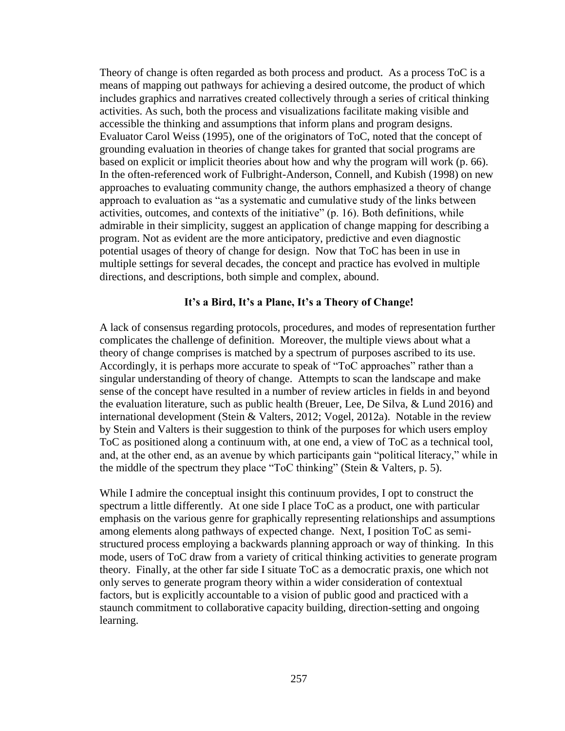Theory of change is often regarded as both process and product. As a process ToC is a means of mapping out pathways for achieving a desired outcome, the product of which includes graphics and narratives created collectively through a series of critical thinking activities. As such, both the process and visualizations facilitate making visible and accessible the thinking and assumptions that inform plans and program designs. Evaluator Carol Weiss (1995), one of the originators of ToC, noted that the concept of grounding evaluation in theories of change takes for granted that social programs are based on explicit or implicit theories about how and why the program will work (p. 66). In the often-referenced work of Fulbright-Anderson, Connell, and Kubish (1998) on new approaches to evaluating community change, the authors emphasized a theory of change approach to evaluation as "as a systematic and cumulative study of the links between activities, outcomes, and contexts of the initiative" (p. 16). Both definitions, while admirable in their simplicity, suggest an application of change mapping for describing a program. Not as evident are the more anticipatory, predictive and even diagnostic potential usages of theory of change for design. Now that ToC has been in use in multiple settings for several decades, the concept and practice has evolved in multiple directions, and descriptions, both simple and complex, abound.

## It's a Bird, It's a Plane, It's a Theory of Change!

A lack of consensus regarding protocols, procedures, and modes of representation further complicates the challenge of definition. Moreover, the multiple views about what a theory of change comprises is matched by a spectrum of purposes ascribed to its use. Accordingly, it is perhaps more accurate to speak of "ToC approaches" rather than a singular understanding of theory of change. Attempts to scan the landscape and make sense of the concept have resulted in a number of review articles in fields in and beyond the evaluation literature, such as public health (Breuer, Lee, De Silva, & Lund 2016) and international development (Stein & Valters, 2012; Vogel, 2012a). Notable in the review by Stein and Valters is their suggestion to think of the purposes for which users employ ToC as positioned along a continuum with, at one end, a view of ToC as a technical tool, and, at the other end, as an avenue by which participants gain "political literacy," while in the middle of the spectrum they place "ToC thinking" (Stein & Valters, p. 5).

While I admire the conceptual insight this continuum provides, I opt to construct the spectrum a little differently. At one side I place ToC as a product, one with particular emphasis on the various genre for graphically representing relationships and assumptions among elements along pathways of expected change. Next, I position ToC as semi-structured process employing a backwards planning approach or way of thinking. In this mode, users of ToC draw from a variety of critical thinking activities to generate program theory. Finally, at the other far side I situate ToC as a democratic praxis, one which not only serves to generate program theory within a wider consideration of contextual factors, but is explicitly accountable to a vision of public good and practiced with a staunch commitment to collaborative capacity building, direction-setting and ongoing learning.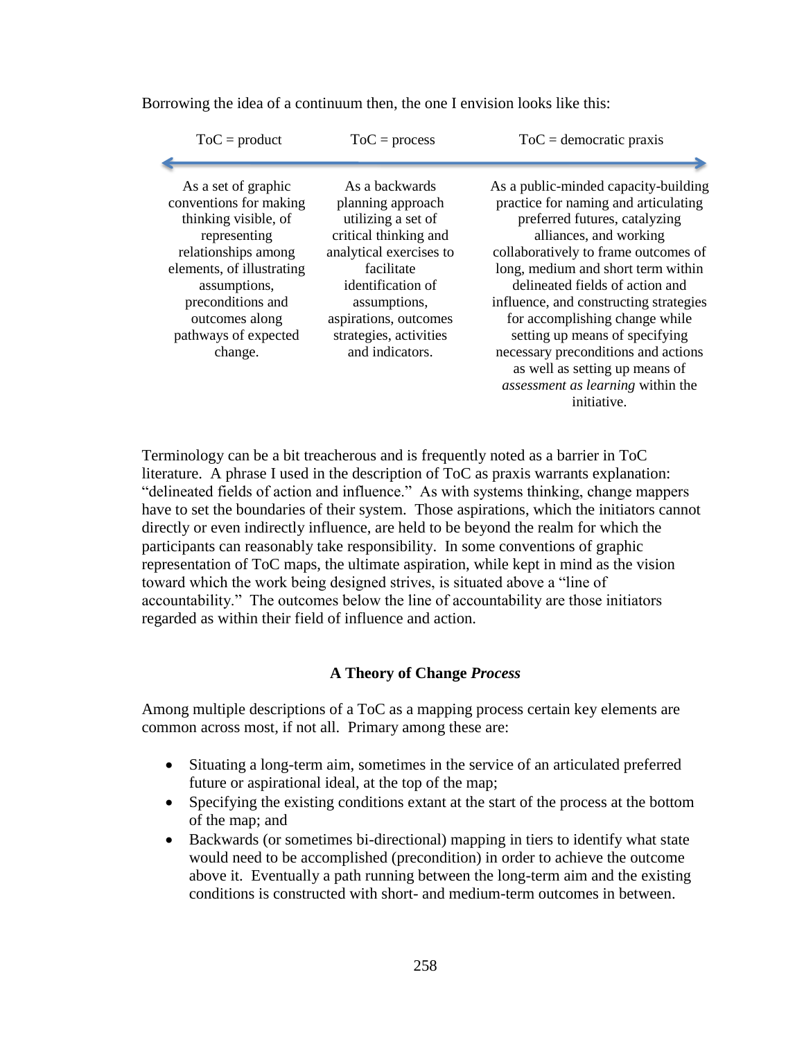Borrowing the idea of a continuum then, the one I envision looks like this:

| ToC = product | ToC = process | ToC = democratic praxis |
| --- | --- | --- |
| As a set of graphic conventions for making thinking visible, of representing relationships among elements, of illustrating assumptions, preconditions and outcomes along pathways of expected change. | As a backwards planning approach utilizing a set of critical thinking and analytical exercises to facilitate identification of assumptions, aspirations, outcomes strategies, activities and indicators. | As a public-minded capacity-building practice for naming and articulating preferred futures, catalyzing alliances, and working collaboratively to frame outcomes of long, medium and short term within delineated fields of action and influence, and constructing strategies for accomplishing change while setting up means of specifying necessary preconditions and actions as well as setting up means of *assessment as learning* within the initiative. |

Terminology can be a bit treacherous and is frequently noted as a barrier in ToC literature. A phrase I used in the description of ToC as praxis warrants explanation: "delineated fields of action and influence." As with systems thinking, change mappers have to set the boundaries of their system. Those aspirations, which the initiators cannot directly or even indirectly influence, are held to be beyond the realm for which the participants can reasonably take responsibility. In some conventions of graphic representation of ToC maps, the ultimate aspiration, while kept in mind as the vision toward which the work being designed strives, is situated above a "line of accountability." The outcomes below the line of accountability are those initiators regarded as within their field of influence and action.

## A Theory of Change *Process*

Among multiple descriptions of a ToC as a mapping process certain key elements are common across most, if not all. Primary among these are:

- Situating a long-term aim, sometimes in the service of an articulated preferred future or aspirational ideal, at the top of the map;
- Specifying the existing conditions extant at the start of the process at the bottom of the map; and
- Backwards (or sometimes bi-directional) mapping in tiers to identify what state would need to be accomplished (precondition) in order to achieve the outcome above it. Eventually a path running between the long-term aim and the existing conditions is constructed with short- and medium-term outcomes in between.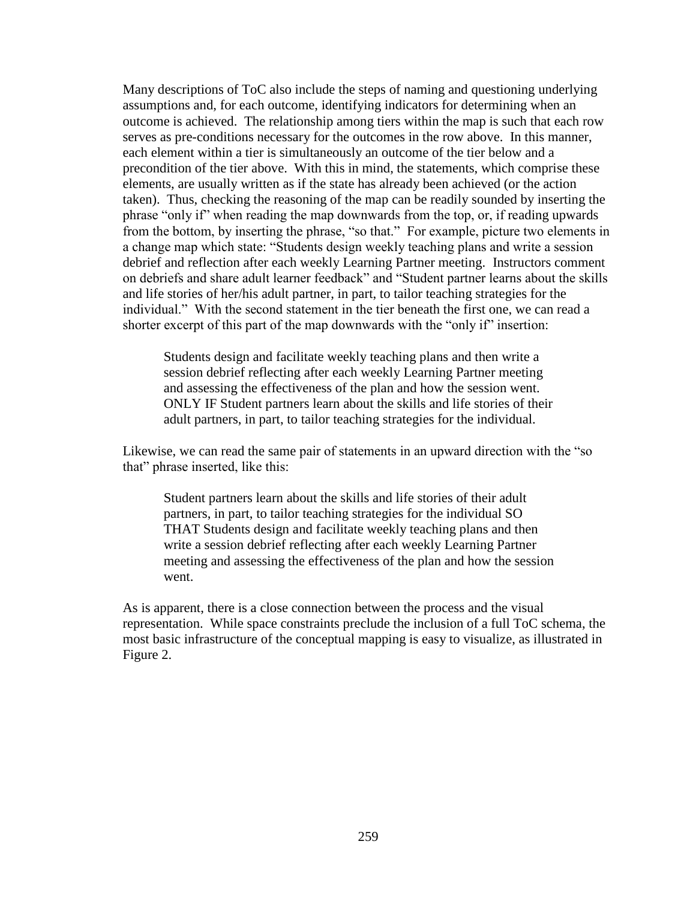Many descriptions of ToC also include the steps of naming and questioning underlying assumptions and, for each outcome, identifying indicators for determining when an outcome is achieved. The relationship among tiers within the map is such that each row serves as pre-conditions necessary for the outcomes in the row above. In this manner, each element within a tier is simultaneously an outcome of the tier below and a precondition of the tier above. With this in mind, the statements, which comprise these elements, are usually written as if the state has already been achieved (or the action taken). Thus, checking the reasoning of the map can be readily sounded by inserting the phrase "only if" when reading the map downwards from the top, or, if reading upwards from the bottom, by inserting the phrase, "so that." For example, picture two elements in a change map which state: "Students design weekly teaching plans and write a session debrief and reflection after each weekly Learning Partner meeting. Instructors comment on debriefs and share adult learner feedback" and "Student partner learns about the skills and life stories of her/his adult partner, in part, to tailor teaching strategies for the individual." With the second statement in the tier beneath the first one, we can read a shorter excerpt of this part of the map downwards with the "only if" insertion:

> Students design and facilitate weekly teaching plans and then write a session debrief reflecting after each weekly Learning Partner meeting and assessing the effectiveness of the plan and how the session went. ONLY IF Student partners learn about the skills and life stories of their adult partners, in part, to tailor teaching strategies for the individual.

Likewise, we can read the same pair of statements in an upward direction with the "so that" phrase inserted, like this:

> Student partners learn about the skills and life stories of their adult partners, in part, to tailor teaching strategies for the individual SO THAT Students design and facilitate weekly teaching plans and then write a session debrief reflecting after each weekly Learning Partner meeting and assessing the effectiveness of the plan and how the session went.

As is apparent, there is a close connection between the process and the visual representation. While space constraints preclude the inclusion of a full ToC schema, the most basic infrastructure of the conceptual mapping is easy to visualize, as illustrated in Figure 2.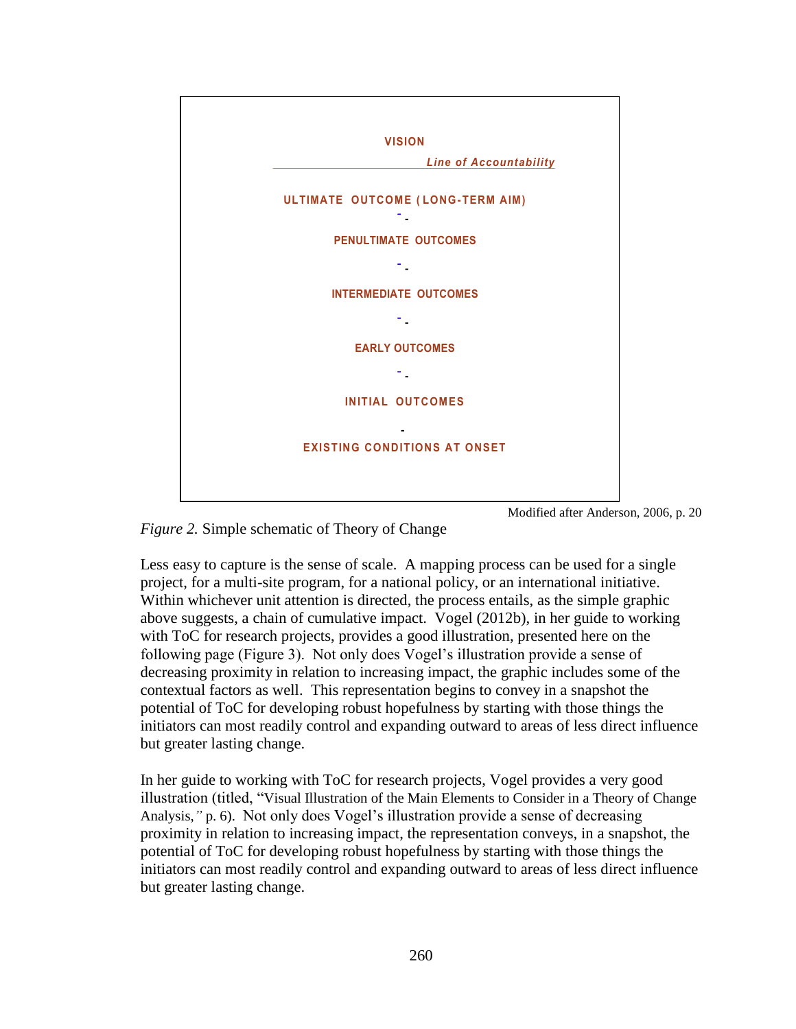VISION

*Line of Accountability*

ULTIMATE OUTCOME (LONG-TERM AIM)

PENULTIMATE OUTCOMES

INTERMEDIATE OUTCOMES

EARLY OUTCOMES

INITIAL OUTCOMES

EXISTING CONDITIONS AT ONSET

Modified after Anderson, 2006, p. 20

*Figure 2.* Simple schematic of Theory of Change

Less easy to capture is the sense of scale. A mapping process can be used for a single project, for a multi-site program, for a national policy, or an international initiative. Within whichever unit attention is directed, the process entails, as the simple graphic above suggests, a chain of cumulative impact. Vogel (2012b), in her guide to working with ToC for research projects, provides a good illustration, presented here on the following page (Figure 3). Not only does Vogel's illustration provide a sense of decreasing proximity in relation to increasing impact, the graphic includes some of the contextual factors as well. This representation begins to convey in a snapshot the potential of ToC for developing robust hopefulness by starting with those things the initiators can most readily control and expanding outward to areas of less direct influence but greater lasting change.

In her guide to working with ToC for research projects, Vogel provides a very good illustration (titled, "Visual Illustration of the Main Elements to Consider in a Theory of Change Analysis,*"* p. 6). Not only does Vogel's illustration provide a sense of decreasing proximity in relation to increasing impact, the representation conveys, in a snapshot, the potential of ToC for developing robust hopefulness by starting with those things the initiators can most readily control and expanding outward to areas of less direct influence but greater lasting change.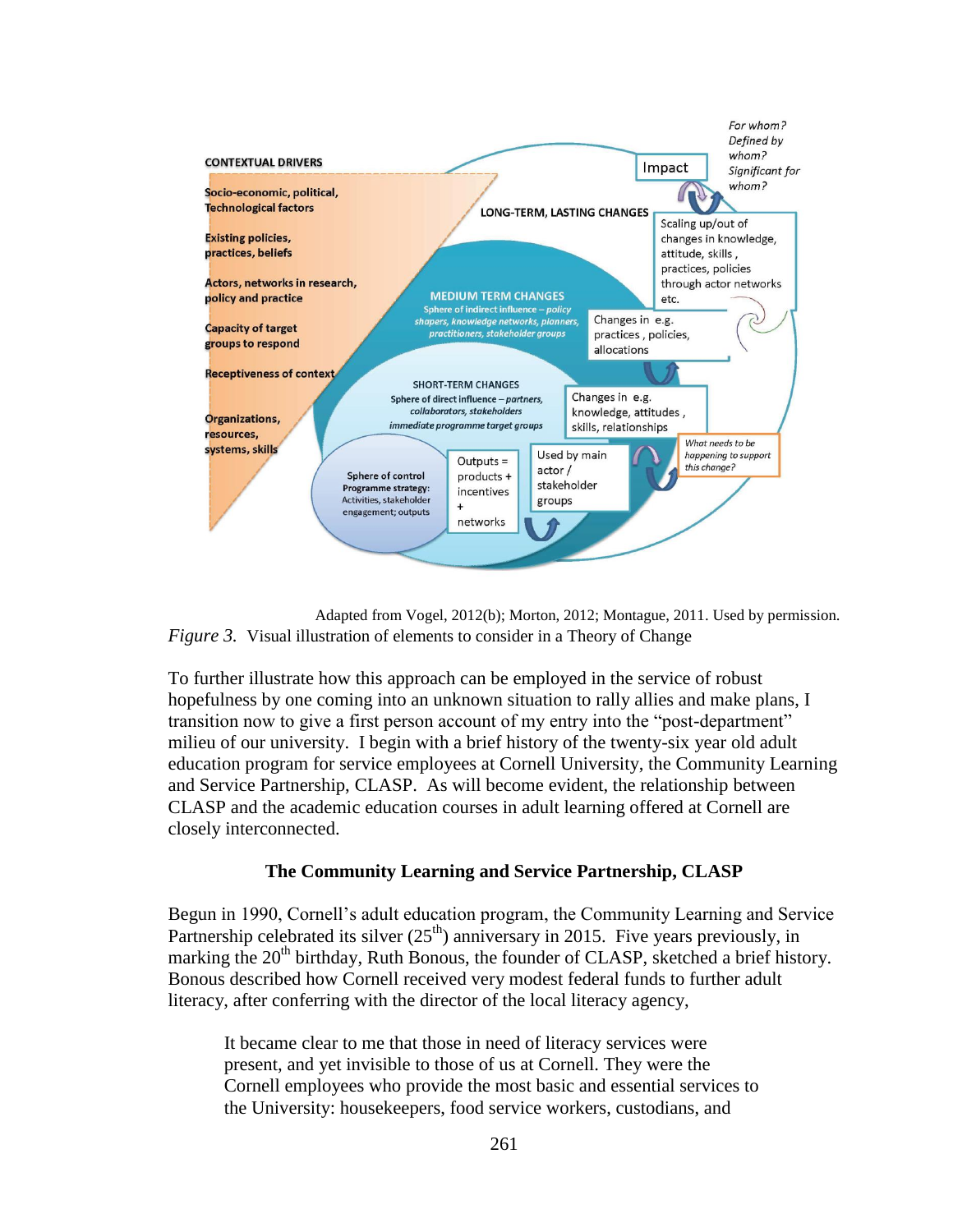Adapted from Vogel, 2012(b); Morton, 2012; Montague, 2011. Used by permission.

*Figure 3.* Visual illustration of elements to consider in a Theory of Change

To further illustrate how this approach can be employed in the service of robust hopefulness by one coming into an unknown situation to rally allies and make plans, I transition now to give a first person account of my entry into the "post-department" milieu of our university. I begin with a brief history of the twenty-six year old adult education program for service employees at Cornell University, the Community Learning and Service Partnership, CLASP. As will become evident, the relationship between CLASP and the academic education courses in adult learning offered at Cornell are closely interconnected.

## The Community Learning and Service Partnership, CLASP

Begun in 1990, Cornell's adult education program, the Community Learning and Service Partnership celebrated its silver (25th) anniversary in 2015. Five years previously, in marking the 20th birthday, Ruth Bonous, the founder of CLASP, sketched a brief history. Bonous described how Cornell received very modest federal funds to further adult literacy, after conferring with the director of the local literacy agency,

> It became clear to me that those in need of literacy services were present, and yet invisible to those of us at Cornell. They were the Cornell employees who provide the most basic and essential services to the University: housekeepers, food service workers, custodians, and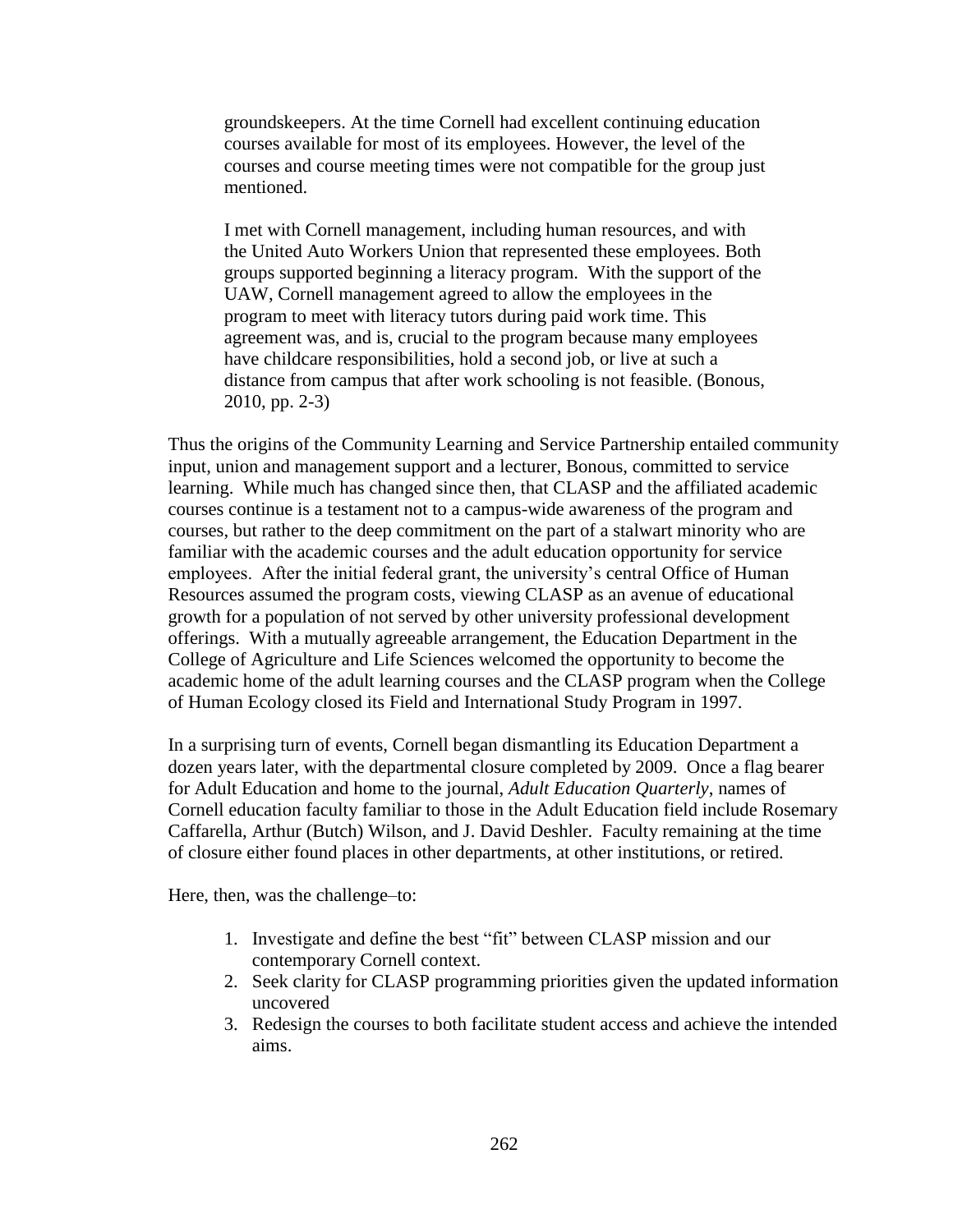> groundskeepers. At the time Cornell had excellent continuing education courses available for most of its employees. However, the level of the courses and course meeting times were not compatible for the group just mentioned.
>
> I met with Cornell management, including human resources, and with the United Auto Workers Union that represented these employees. Both groups supported beginning a literacy program. With the support of the UAW, Cornell management agreed to allow the employees in the program to meet with literacy tutors during paid work time. This agreement was, and is, crucial to the program because many employees have childcare responsibilities, hold a second job, or live at such a distance from campus that after work schooling is not feasible. (Bonous, 2010, pp. 2-3)

Thus the origins of the Community Learning and Service Partnership entailed community input, union and management support and a lecturer, Bonous, committed to service learning. While much has changed since then, that CLASP and the affiliated academic courses continue is a testament not to a campus-wide awareness of the program and courses, but rather to the deep commitment on the part of a stalwart minority who are familiar with the academic courses and the adult education opportunity for service employees. After the initial federal grant, the university's central Office of Human Resources assumed the program costs, viewing CLASP as an avenue of educational growth for a population of not served by other university professional development offerings. With a mutually agreeable arrangement, the Education Department in the College of Agriculture and Life Sciences welcomed the opportunity to become the academic home of the adult learning courses and the CLASP program when the College of Human Ecology closed its Field and International Study Program in 1997.

In a surprising turn of events, Cornell began dismantling its Education Department a dozen years later, with the departmental closure completed by 2009. Once a flag bearer for Adult Education and home to the journal, *Adult Education Quarterly*, names of Cornell education faculty familiar to those in the Adult Education field include Rosemary Caffarella, Arthur (Butch) Wilson, and J. David Deshler. Faculty remaining at the time of closure either found places in other departments, at other institutions, or retired.

Here, then, was the challenge–to:

1. Investigate and define the best "fit" between CLASP mission and our contemporary Cornell context.
2. Seek clarity for CLASP programming priorities given the updated information uncovered
3. Redesign the courses to both facilitate student access and achieve the intended aims.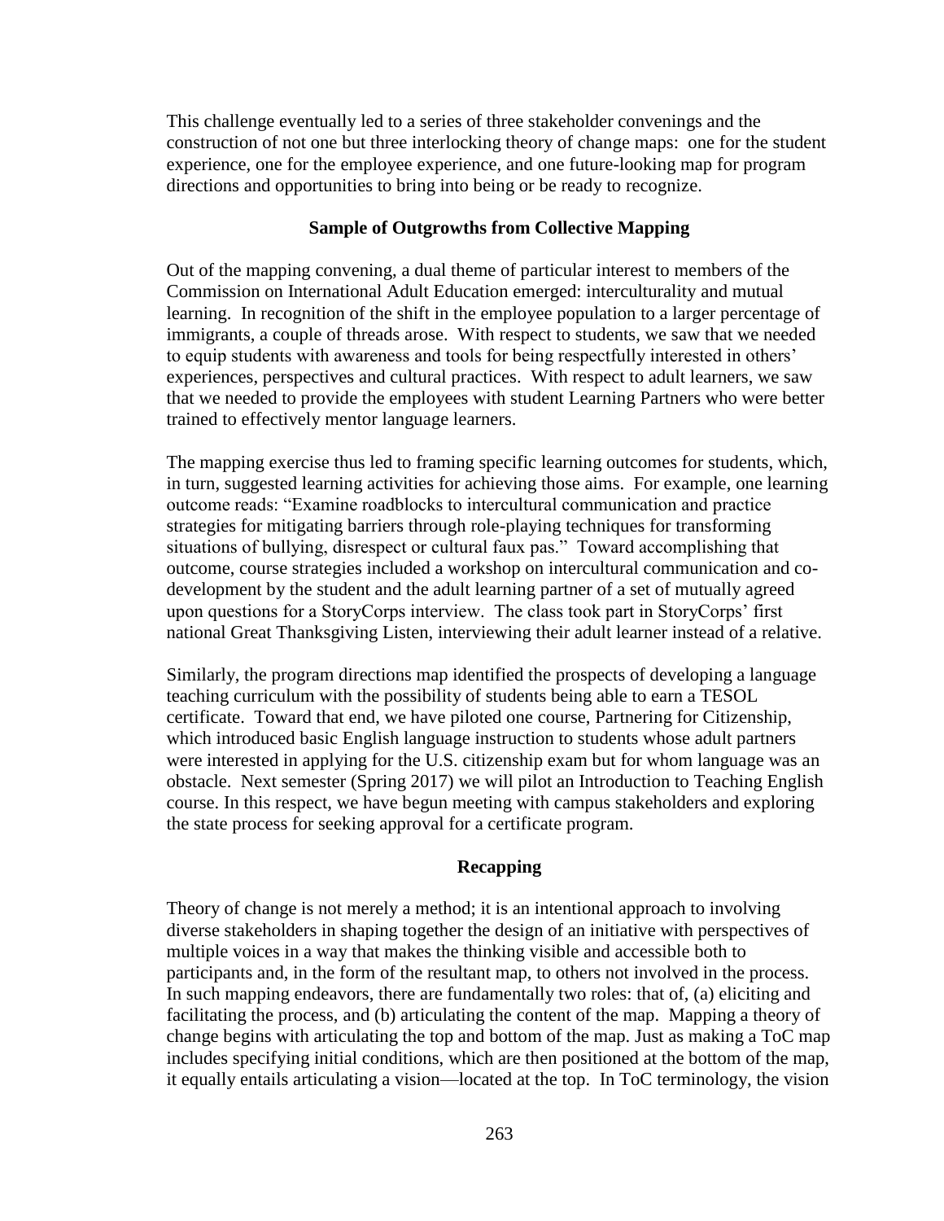This challenge eventually led to a series of three stakeholder convenings and the construction of not one but three interlocking theory of change maps: one for the student experience, one for the employee experience, and one future-looking map for program directions and opportunities to bring into being or be ready to recognize.

### Sample of Outgrowths from Collective Mapping

Out of the mapping convening, a dual theme of particular interest to members of the Commission on International Adult Education emerged: interculturality and mutual learning. In recognition of the shift in the employee population to a larger percentage of immigrants, a couple of threads arose. With respect to students, we saw that we needed to equip students with awareness and tools for being respectfully interested in others' experiences, perspectives and cultural practices. With respect to adult learners, we saw that we needed to provide the employees with student Learning Partners who were better trained to effectively mentor language learners.

The mapping exercise thus led to framing specific learning outcomes for students, which, in turn, suggested learning activities for achieving those aims. For example, one learning outcome reads: "Examine roadblocks to intercultural communication and practice strategies for mitigating barriers through role-playing techniques for transforming situations of bullying, disrespect or cultural faux pas." Toward accomplishing that outcome, course strategies included a workshop on intercultural communication and co-development by the student and the adult learning partner of a set of mutually agreed upon questions for a StoryCorps interview. The class took part in StoryCorps' first national Great Thanksgiving Listen, interviewing their adult learner instead of a relative.

Similarly, the program directions map identified the prospects of developing a language teaching curriculum with the possibility of students being able to earn a TESOL certificate. Toward that end, we have piloted one course, Partnering for Citizenship, which introduced basic English language instruction to students whose adult partners were interested in applying for the U.S. citizenship exam but for whom language was an obstacle. Next semester (Spring 2017) we will pilot an Introduction to Teaching English course. In this respect, we have begun meeting with campus stakeholders and exploring the state process for seeking approval for a certificate program.

### Recapping

Theory of change is not merely a method; it is an intentional approach to involving diverse stakeholders in shaping together the design of an initiative with perspectives of multiple voices in a way that makes the thinking visible and accessible both to participants and, in the form of the resultant map, to others not involved in the process. In such mapping endeavors, there are fundamentally two roles: that of, (a) eliciting and facilitating the process, and (b) articulating the content of the map. Mapping a theory of change begins with articulating the top and bottom of the map. Just as making a ToC map includes specifying initial conditions, which are then positioned at the bottom of the map, it equally entails articulating a vision—located at the top. In ToC terminology, the vision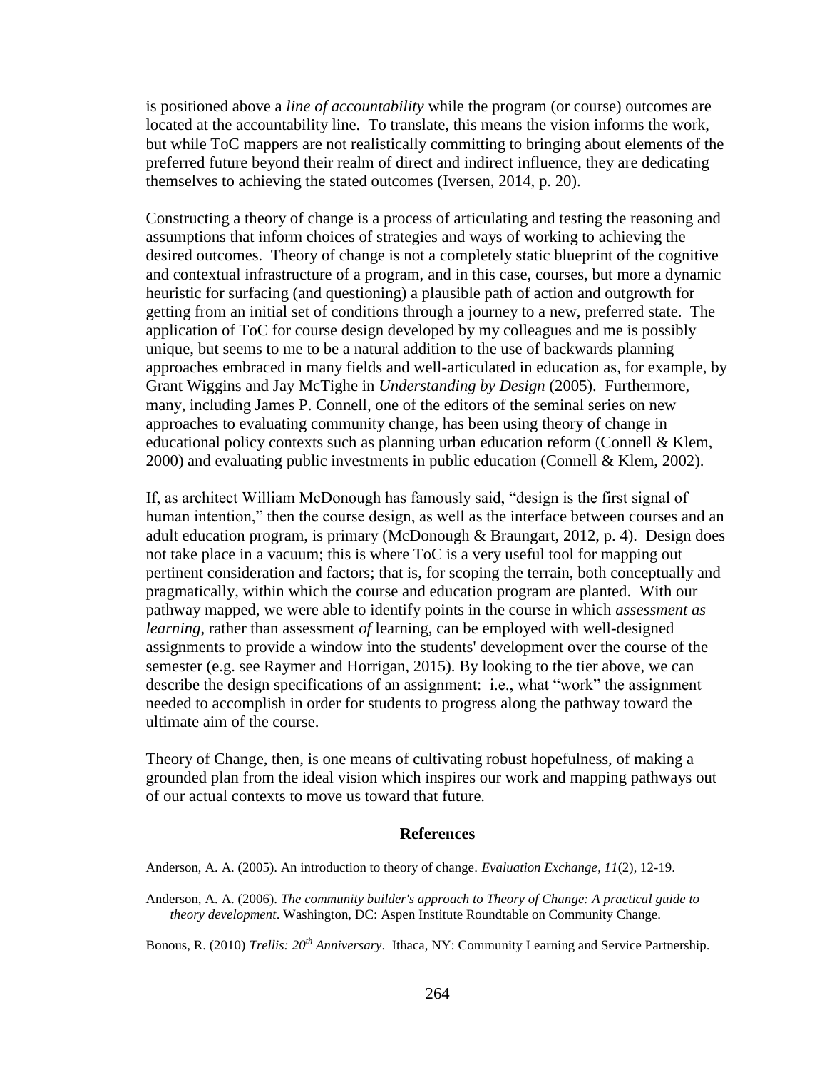is positioned above a *line of accountability* while the program (or course) outcomes are located at the accountability line. To translate, this means the vision informs the work, but while ToC mappers are not realistically committing to bringing about elements of the preferred future beyond their realm of direct and indirect influence, they are dedicating themselves to achieving the stated outcomes (Iversen, 2014, p. 20).

Constructing a theory of change is a process of articulating and testing the reasoning and assumptions that inform choices of strategies and ways of working to achieving the desired outcomes. Theory of change is not a completely static blueprint of the cognitive and contextual infrastructure of a program, and in this case, courses, but more a dynamic heuristic for surfacing (and questioning) a plausible path of action and outgrowth for getting from an initial set of conditions through a journey to a new, preferred state. The application of ToC for course design developed by my colleagues and me is possibly unique, but seems to me to be a natural addition to the use of backwards planning approaches embraced in many fields and well-articulated in education as, for example, by Grant Wiggins and Jay McTighe in *Understanding by Design* (2005). Furthermore, many, including James P. Connell, one of the editors of the seminal series on new approaches to evaluating community change, has been using theory of change in educational policy contexts such as planning urban education reform (Connell & Klem, 2000) and evaluating public investments in public education (Connell & Klem, 2002).

If, as architect William McDonough has famously said, "design is the first signal of human intention," then the course design, as well as the interface between courses and an adult education program, is primary (McDonough & Braungart, 2012, p. 4). Design does not take place in a vacuum; this is where ToC is a very useful tool for mapping out pertinent consideration and factors; that is, for scoping the terrain, both conceptually and pragmatically, within which the course and education program are planted. With our pathway mapped, we were able to identify points in the course in which *assessment as learning*, rather than assessment *of* learning, can be employed with well-designed assignments to provide a window into the students' development over the course of the semester (e.g. see Raymer and Horrigan, 2015). By looking to the tier above, we can describe the design specifications of an assignment: i.e., what "work" the assignment needed to accomplish in order for students to progress along the pathway toward the ultimate aim of the course.

Theory of Change, then, is one means of cultivating robust hopefulness, of making a grounded plan from the ideal vision which inspires our work and mapping pathways out of our actual contexts to move us toward that future.

## References

Anderson, A. A. (2005). An introduction to theory of change. *Evaluation Exchange, 11*(2), 12-19.

Anderson, A. A. (2006). *The community builder's approach to Theory of Change: A practical guide to theory development*. Washington, DC: Aspen Institute Roundtable on Community Change.

Bonous, R. (2010) *Trellis: 20th Anniversary*. Ithaca, NY: Community Learning and Service Partnership.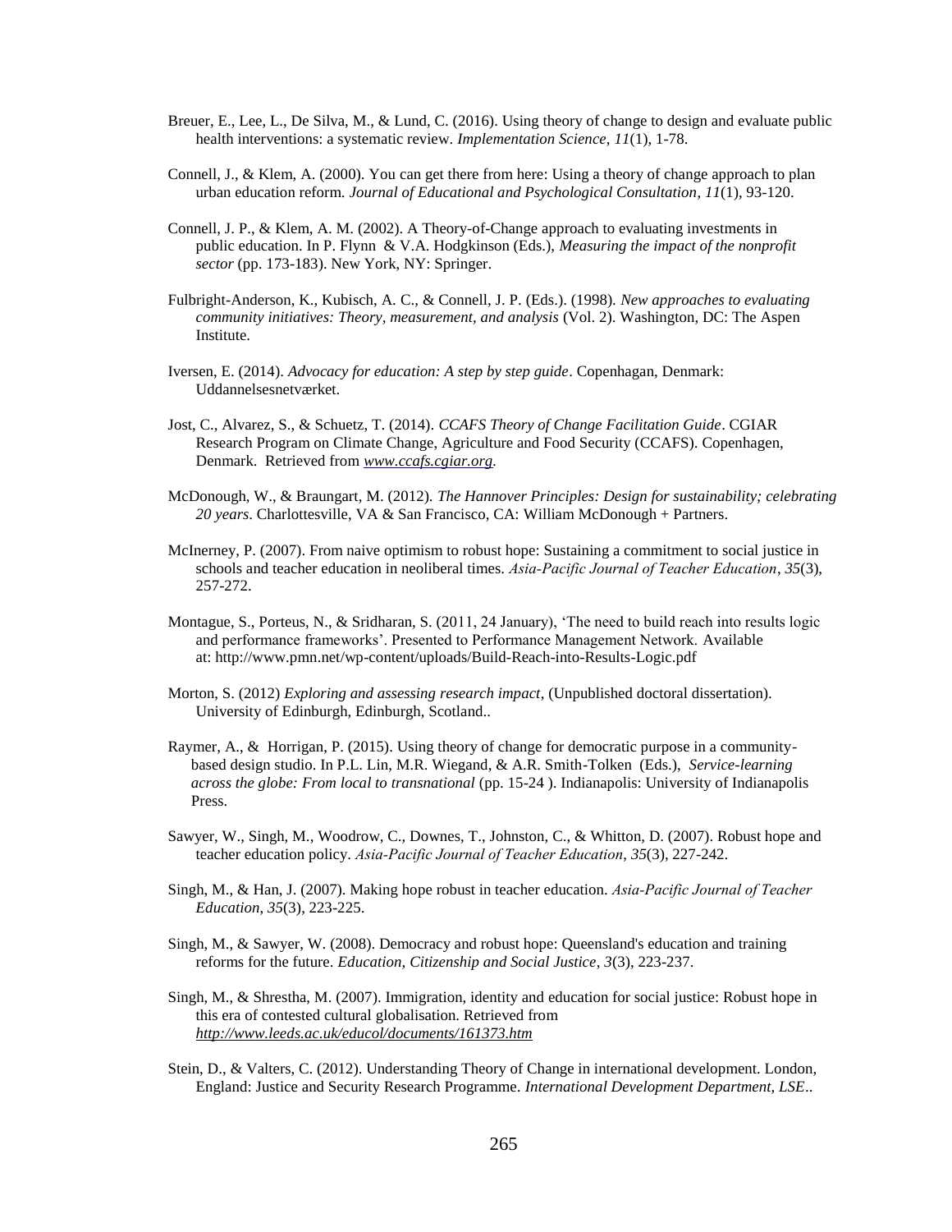Breuer, E., Lee, L., De Silva, M., & Lund, C. (2016). Using theory of change to design and evaluate public health interventions: a systematic review. *Implementation Science*, *11*(1), 1-78.

Connell, J., & Klem, A. (2000). You can get there from here: Using a theory of change approach to plan urban education reform*. Journal of Educational and Psychological Consultation*, *11*(1), 93-120.

Connell, J. P., & Klem, A. M. (2002). A Theory-of-Change approach to evaluating investments in public education. In P. Flynn & V.A. Hodgkinson (Eds.), *Measuring the impact of the nonprofit sector* (pp. 173-183). New York, NY: Springer.

Fulbright-Anderson, K., Kubisch, A. C., & Connell, J. P. (Eds.). (1998). *New approaches to evaluating community initiatives: Theory, measurement, and analysis* (Vol. 2). Washington, DC: The Aspen Institute.

Iversen, E. (2014). *Advocacy for education: A step by step guide*. Copenhagan, Denmark: Uddannelsesnetværket.

Jost, C., Alvarez, S., & Schuetz, T. (2014). *CCAFS Theory of Change Facilitation Guide*. CGIAR Research Program on Climate Change, Agriculture and Food Security (CCAFS). Copenhagen, Denmark. Retrieved from *www.ccafs.cgiar.org.*

McDonough, W., & Braungart, M. (2012). *The Hannover Principles: Design for sustainability; celebrating 20 years*. Charlottesville, VA & San Francisco, CA: William McDonough + Partners.

McInerney, P. (2007). From naive optimism to robust hope: Sustaining a commitment to social justice in schools and teacher education in neoliberal times. *Asia-Pacific Journal of Teacher Education*, *35*(3), 257-272.

Montague, S., Porteus, N., & Sridharan, S. (2011, 24 January), 'The need to build reach into results logic and performance frameworks'. Presented to Performance Management Network. Available at: http://www.pmn.net/wp-content/uploads/Build-Reach-into-Results-Logic.pdf

Morton, S. (2012) *Exploring and assessing research impact*, (Unpublished doctoral dissertation). University of Edinburgh, Edinburgh, Scotland..

Raymer, A., & Horrigan, P. (2015). Using theory of change for democratic purpose in a community-based design studio. In P.L. Lin, M.R. Wiegand, & A.R. Smith-Tolken (Eds.), *Service-learning across the globe: From local to transnational* (pp. 15-24 ). Indianapolis: University of Indianapolis Press.

Sawyer, W., Singh, M., Woodrow, C., Downes, T., Johnston, C., & Whitton, D. (2007). Robust hope and teacher education policy. *Asia-Pacific Journal of Teacher Education*, *35*(3), 227-242.

Singh, M., & Han, J. (2007). Making hope robust in teacher education. *Asia-Pacific Journal of Teacher Education*, *35*(3), 223-225.

Singh, M., & Sawyer, W. (2008). Democracy and robust hope: Queensland's education and training reforms for the future. *Education, Citizenship and Social Justice*, *3*(3), 223-237.

Singh, M., & Shrestha, M. (2007). Immigration, identity and education for social justice: Robust hope in this era of contested cultural globalisation. Retrieved from *http://www.leeds.ac.uk/educol/documents/161373.htm*

Stein, D., & Valters, C. (2012). Understanding Theory of Change in international development. London, England: Justice and Security Research Programme. *International Development Department, LSE*..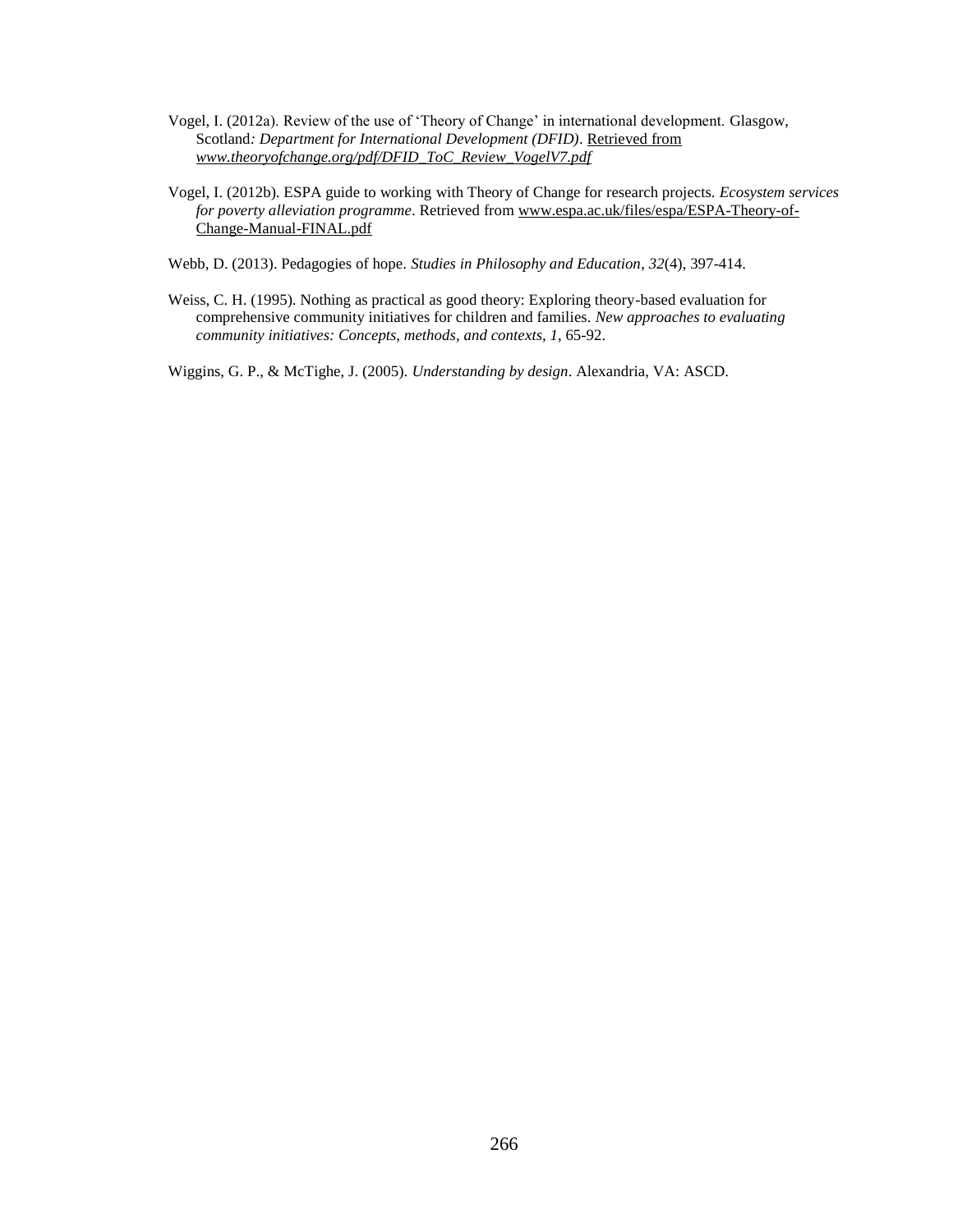Vogel, I. (2012a). Review of the use of 'Theory of Change' in international development. Glasgow, Scotland*: Department for International Development (DFID)*. Retrieved from *www.theoryofchange.org/pdf/DFID_ToC_Review_VogelV7.pdf*

Vogel, I. (2012b). ESPA guide to working with Theory of Change for research projects. *Ecosystem services for poverty alleviation programme*. Retrieved from www.espa.ac.uk/files/espa/ESPA-Theory-of-Change-Manual-FINAL.pdf

Webb, D. (2013). Pedagogies of hope. *Studies in Philosophy and Education*, *32*(4), 397-414.

Weiss, C. H. (1995). Nothing as practical as good theory: Exploring theory-based evaluation for comprehensive community initiatives for children and families. *New approaches to evaluating community initiatives: Concepts, methods, and contexts*, *1*, 65-92.

Wiggins, G. P., & McTighe, J. (2005). *Understanding by design*. Alexandria, VA: ASCD.